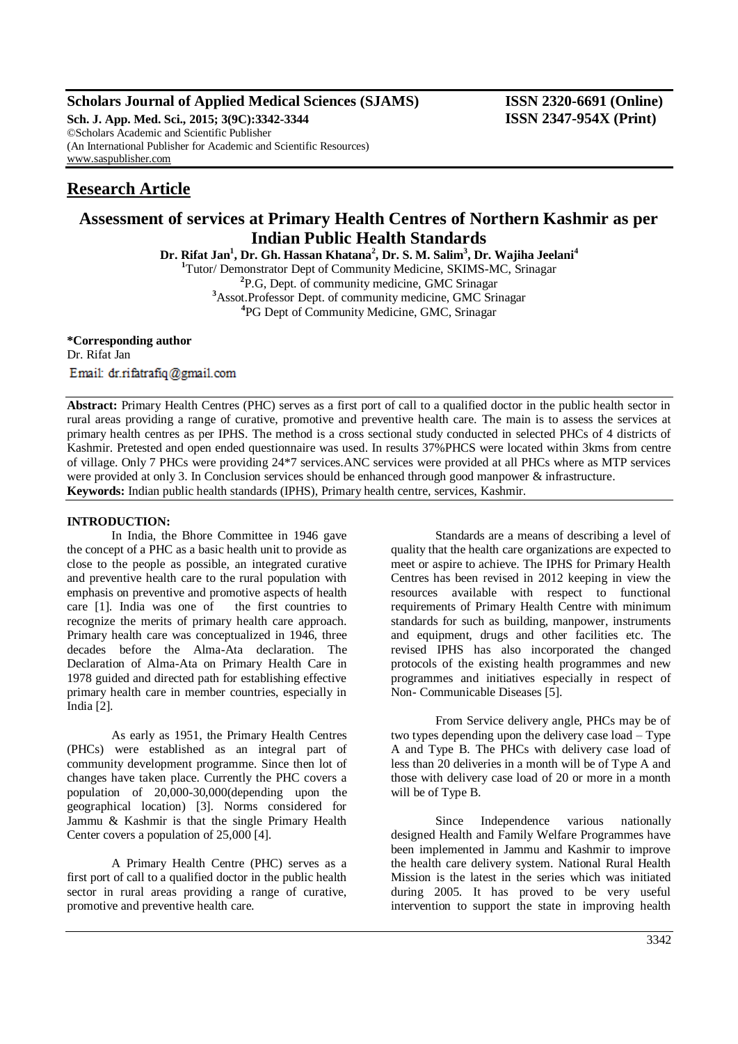# Research Article

## Assessment of services at Primary Health Centres of Northern Kashmir as per Indian Public Health Standards

**Dr. Rifat Jan[1], Dr. Gh. Hassan Khatana[2], Dr. S. M. Salim[3], Dr. Wajiha Jeelani[4]**

[1]Tutor/ Demonstrator Dept of Community Medicine, SKIMS-MC, Srinagar
[2]P.G, Dept. of community medicine, GMC Srinagar
[3]Assot.Professor Dept. of community medicine, GMC Srinagar
[4]PG Dept of Community Medicine, GMC, Srinagar

**\*Corresponding author**
Dr. Rifat Jan
Email: dr.rifatrafiq@gmail.com

**Abstract:** Primary Health Centres (PHC) serves as a first port of call to a qualified doctor in the public health sector in rural areas providing a range of curative, promotive and preventive health care. The main is to assess the services at primary health centres as per IPHS. The method is a cross sectional study conducted in selected PHCs of 4 districts of Kashmir. Pretested and open ended questionnaire was used. In results 37%PHCS were located within 3kms from centre of village. Only 7 PHCs were providing 24*7 services.ANC services were provided at all PHCs where as MTP services were provided at only 3. In Conclusion services should be enhanced through good manpower & infrastructure.
**Keywords:** Indian public health standards (IPHS), Primary health centre, services, Kashmir.

### INTRODUCTION:

In India, the Bhore Committee in 1946 gave the concept of a PHC as a basic health unit to provide as close to the people as possible, an integrated curative and preventive health care to the rural population with emphasis on preventive and promotive aspects of health care [1]. India was one of the first countries to recognize the merits of primary health care approach. Primary health care was conceptualized in 1946, three decades before the Alma-Ata declaration. The Declaration of Alma-Ata on Primary Health Care in 1978 guided and directed path for establishing effective primary health care in member countries, especially in India [2].

As early as 1951, the Primary Health Centres (PHCs) were established as an integral part of community development programme. Since then lot of changes have taken place. Currently the PHC covers a population of 20,000-30,000(depending upon the geographical location) [3]. Norms considered for Jammu & Kashmir is that the single Primary Health Center covers a population of 25,000 [4].

A Primary Health Centre (PHC) serves as a first port of call to a qualified doctor in the public health sector in rural areas providing a range of curative, promotive and preventive health care.

Standards are a means of describing a level of quality that the health care organizations are expected to meet or aspire to achieve. The IPHS for Primary Health Centres has been revised in 2012 keeping in view the resources available with respect to functional requirements of Primary Health Centre with minimum standards for such as building, manpower, instruments and equipment, drugs and other facilities etc. The revised IPHS has also incorporated the changed protocols of the existing health programmes and new programmes and initiatives especially in respect of Non- Communicable Diseases [5].

From Service delivery angle, PHCs may be of two types depending upon the delivery case load – Type A and Type B. The PHCs with delivery case load of less than 20 deliveries in a month will be of Type A and those with delivery case load of 20 or more in a month will be of Type B.

Since Independence various nationally designed Health and Family Welfare Programmes have been implemented in Jammu and Kashmir to improve the health care delivery system. National Rural Health Mission is the latest in the series which was initiated during 2005. It has proved to be very useful intervention to support the state in improving health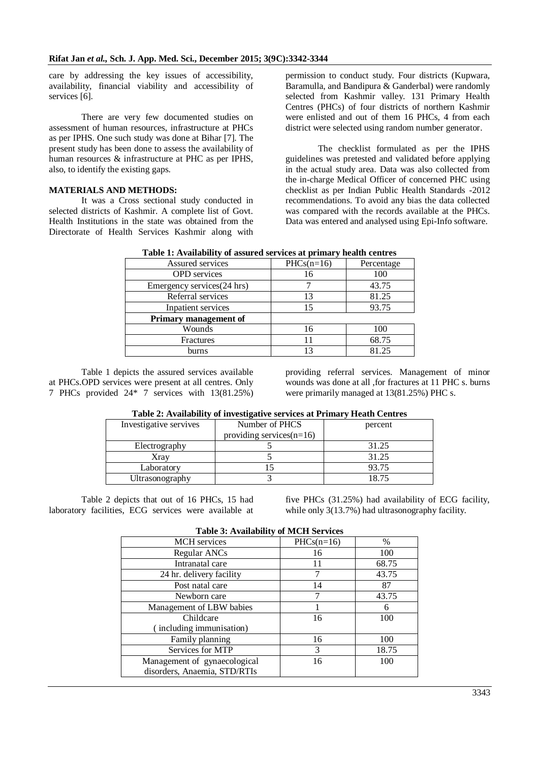care by addressing the key issues of accessibility, availability, financial viability and accessibility of services [6].

There are very few documented studies on assessment of human resources, infrastructure at PHCs as per IPHS. One such study was done at Bihar [7]. The present study has been done to assess the availability of human resources & infrastructure at PHC as per IPHS, also, to identify the existing gaps.

## MATERIALS AND METHODS:

It was a Cross sectional study conducted in selected districts of Kashmir. A complete list of Govt. Health Institutions in the state was obtained from the Directorate of Health Services Kashmir along with permission to conduct study. Four districts (Kupwara, Baramulla, and Bandipura & Ganderbal) were randomly selected from Kashmir valley. 131 Primary Health Centres (PHCs) of four districts of northern Kashmir were enlisted and out of them 16 PHCs, 4 from each district were selected using random number generator.

The checklist formulated as per the IPHS guidelines was pretested and validated before applying in the actual study area. Data was also collected from the in-charge Medical Officer of concerned PHC using checklist as per Indian Public Health Standards -2012 recommendations. To avoid any bias the data collected was compared with the records available at the PHCs. Data was entered and analysed using Epi-Info software.

**Table 1: Availability of assured services at primary health centres**

| Assured services | PHCs(n=16) | Percentage |
|---|---|---|
| OPD services | 16 | 100 |
| Emergency services(24 hrs) | 7 | 43.75 |
| Referral services | 13 | 81.25 |
| Inpatient services | 15 | 93.75 |
| **Primary management of** | | |
| Wounds | 16 | 100 |
| Fractures | 11 | 68.75 |
| burns | 13 | 81.25 |

Table 1 depicts the assured services available at PHCs.OPD services were present at all centres. Only 7 PHCs provided 24* 7 services with 13(81.25%) providing referral services. Management of minor wounds was done at all ,for fractures at 11 PHC s. burns were primarily managed at 13(81.25%) PHC s.

**Table 2: Availability of investigative services at Primary Heath Centres**

| Investigative servives | Number of PHCS providing services(n=16) | percent |
|---|---|---|
| Electrography | 5 | 31.25 |
| Xray | 5 | 31.25 |
| Laboratory | 15 | 93.75 |
| Ultrasonography | 3 | 18.75 |

Table 2 depicts that out of 16 PHCs, 15 had laboratory facilities, ECG services were available at five PHCs (31.25%) had availability of ECG facility, while only 3(13.7%) had ultrasonography facility.

**Table 3: Availability of MCH Services**

| MCH services | PHCs(n=16) | % |
|---|---|---|
| Regular ANCs | 16 | 100 |
| Intranatal care | 11 | 68.75 |
| 24 hr. delivery facility | 7 | 43.75 |
| Post natal care | 14 | 87 |
| Newborn care | 7 | 43.75 |
| Management of LBW babies | 1 | 6 |
| Childcare ( including immunisation) | 16 | 100 |
| Family planning | 16 | 100 |
| Services for MTP | 3 | 18.75 |
| Management of gynaecological disorders, Anaemia, STD/RTIs | 16 | 100 |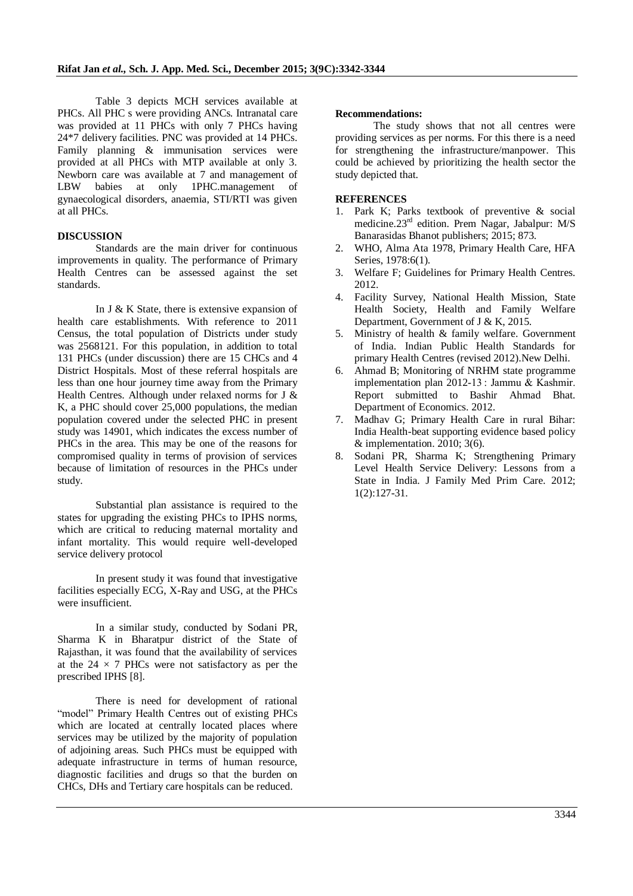Table 3 depicts MCH services available at PHCs. All PHC s were providing ANCs. Intranatal care was provided at 11 PHCs with only 7 PHCs having 24*7 delivery facilities. PNC was provided at 14 PHCs. Family planning & immunisation services were provided at all PHCs with MTP available at only 3. Newborn care was available at 7 and management of LBW babies at only 1PHC.management of gynaecological disorders, anaemia, STI/RTI was given at all PHCs.

## DISCUSSION

Standards are the main driver for continuous improvements in quality. The performance of Primary Health Centres can be assessed against the set standards.

In J & K State, there is extensive expansion of health care establishments. With reference to 2011 Census, the total population of Districts under study was 2568121. For this population, in addition to total 131 PHCs (under discussion) there are 15 CHCs and 4 District Hospitals. Most of these referral hospitals are less than one hour journey time away from the Primary Health Centres. Although under relaxed norms for J & K, a PHC should cover 25,000 populations, the median population covered under the selected PHC in present study was 14901, which indicates the excess number of PHCs in the area. This may be one of the reasons for compromised quality in terms of provision of services because of limitation of resources in the PHCs under study.

Substantial plan assistance is required to the states for upgrading the existing PHCs to IPHS norms, which are critical to reducing maternal mortality and infant mortality. This would require well-developed service delivery protocol

In present study it was found that investigative facilities especially ECG, X-Ray and USG, at the PHCs were insufficient.

In a similar study, conducted by Sodani PR, Sharma K in Bharatpur district of the State of Rajasthan, it was found that the availability of services at the $24 \times 7$ PHCs were not satisfactory as per the prescribed IPHS [8].

There is need for development of rational "model" Primary Health Centres out of existing PHCs which are located at centrally located places where services may be utilized by the majority of population of adjoining areas. Such PHCs must be equipped with adequate infrastructure in terms of human resource, diagnostic facilities and drugs so that the burden on CHCs, DHs and Tertiary care hospitals can be reduced.

**Recommendations:**

The study shows that not all centres were providing services as per norms. For this there is a need for strengthening the infrastructure/manpower. This could be achieved by prioritizing the health sector the study depicted that.

## REFERENCES

1. Park K; Parks textbook of preventive & social medicine.23rd edition. Prem Nagar, Jabalpur: M/S Banarasidas Bhanot publishers; 2015; 873.
2. WHO, Alma Ata 1978, Primary Health Care, HFA Series, 1978:6(1).
3. Welfare F; Guidelines for Primary Health Centres. 2012.
4. Facility Survey, National Health Mission, State Health Society, Health and Family Welfare Department, Government of J & K, 2015.
5. Ministry of health & family welfare. Government of India. Indian Public Health Standards for primary Health Centres (revised 2012).New Delhi.
6. Ahmad B; Monitoring of NRHM state programme implementation plan 2012-13 : Jammu & Kashmir. Report submitted to Bashir Ahmad Bhat. Department of Economics. 2012.
7. Madhav G; Primary Health Care in rural Bihar: India Health-beat supporting evidence based policy & implementation. 2010; 3(6).
8. Sodani PR, Sharma K; Strengthening Primary Level Health Service Delivery: Lessons from a State in India. J Family Med Prim Care. 2012; 1(2):127-31.